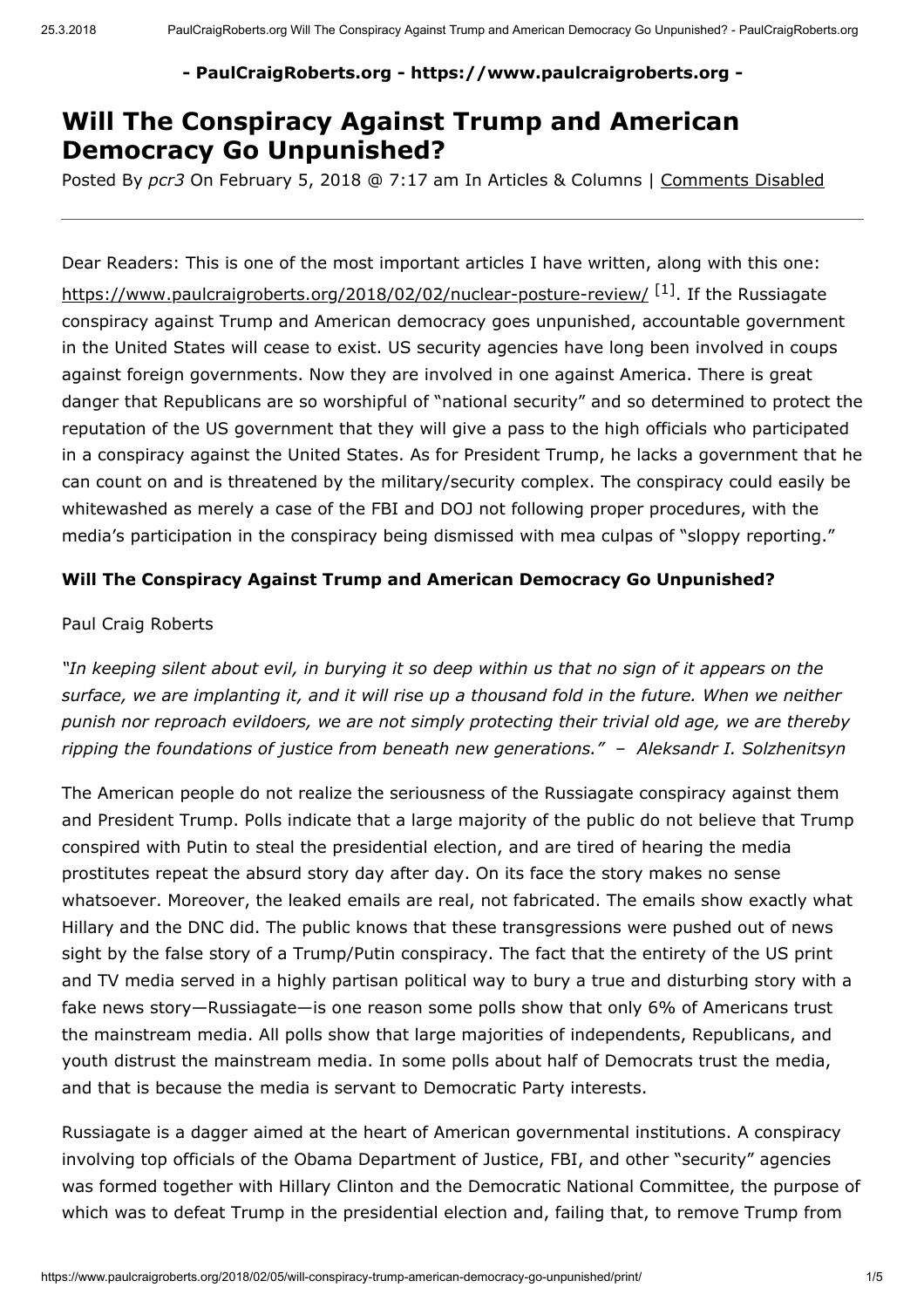**- PaulCraigRoberts.org - https://www.paulcraigroberts.org -**

# Will The Conspiracy Against Trump and American Democracy Go Unpunished?

Posted By *pcr3* On February 5, 2018 @ 7:17 am In Articles & Columns | Comments Disabled

---

Dear Readers: This is one of the most important articles I have written, along with this one: https://www.paulcraigroberts.org/2018/02/02/nuclear-posture-review/ [1]. If the Russiagate conspiracy against Trump and American democracy goes unpunished, accountable government in the United States will cease to exist. US security agencies have long been involved in coups against foreign governments. Now they are involved in one against America. There is great danger that Republicans are so worshipful of "national security" and so determined to protect the reputation of the US government that they will give a pass to the high officials who participated in a conspiracy against the United States. As for President Trump, he lacks a government that he can count on and is threatened by the military/security complex. The conspiracy could easily be whitewashed as merely a case of the FBI and DOJ not following proper procedures, with the media's participation in the conspiracy being dismissed with mea culpas of "sloppy reporting."

**Will The Conspiracy Against Trump and American Democracy Go Unpunished?**

Paul Craig Roberts

*"In keeping silent about evil, in burying it so deep within us that no sign of it appears on the surface, we are implanting it, and it will rise up a thousand fold in the future. When we neither punish nor reproach evildoers, we are not simply protecting their trivial old age, we are thereby ripping the foundations of justice from beneath new generations." – Aleksandr I. Solzhenitsyn*

The American people do not realize the seriousness of the Russiagate conspiracy against them and President Trump. Polls indicate that a large majority of the public do not believe that Trump conspired with Putin to steal the presidential election, and are tired of hearing the media prostitutes repeat the absurd story day after day. On its face the story makes no sense whatsoever. Moreover, the leaked emails are real, not fabricated. The emails show exactly what Hillary and the DNC did. The public knows that these transgressions were pushed out of news sight by the false story of a Trump/Putin conspiracy. The fact that the entirety of the US print and TV media served in a highly partisan political way to bury a true and disturbing story with a fake news story—Russiagate—is one reason some polls show that only 6% of Americans trust the mainstream media. All polls show that large majorities of independents, Republicans, and youth distrust the mainstream media. In some polls about half of Democrats trust the media, and that is because the media is servant to Democratic Party interests.

Russiagate is a dagger aimed at the heart of American governmental institutions. A conspiracy involving top officials of the Obama Department of Justice, FBI, and other "security" agencies was formed together with Hillary Clinton and the Democratic National Committee, the purpose of which was to defeat Trump in the presidential election and, failing that, to remove Trump from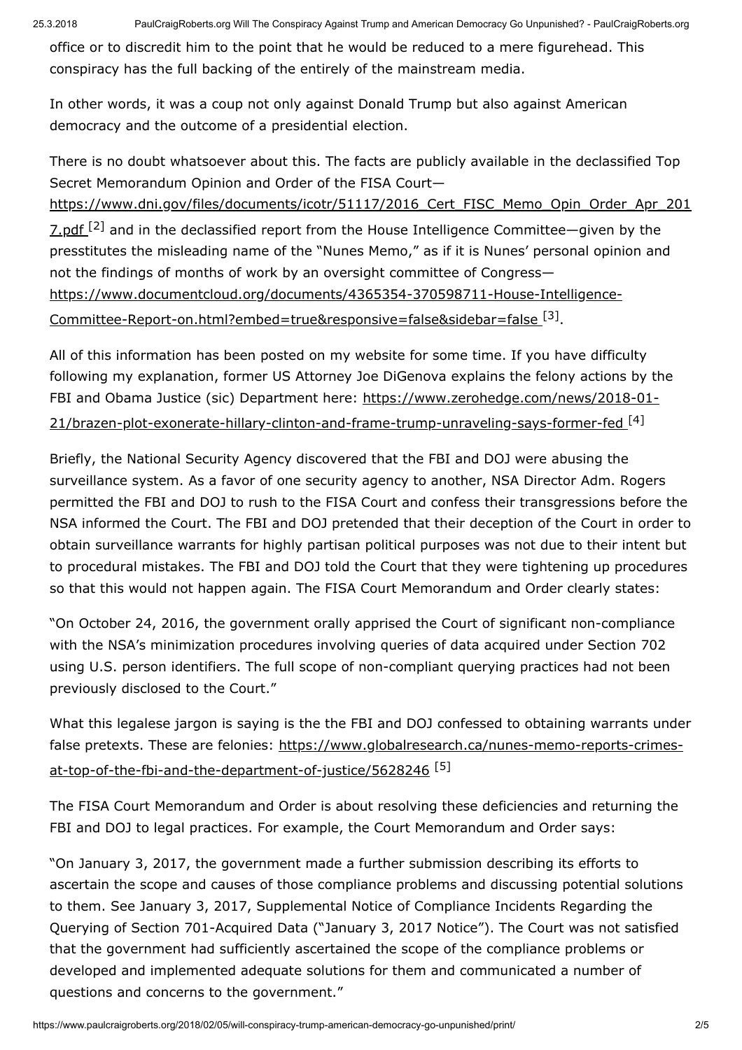office or to discredit him to the point that he would be reduced to a mere figurehead. This conspiracy has the full backing of the entirely of the mainstream media.

In other words, it was a coup not only against Donald Trump but also against American democracy and the outcome of a presidential election.

There is no doubt whatsoever about this. The facts are publicly available in the declassified Top Secret Memorandum Opinion and Order of the FISA Court—https://www.dni.gov/files/documents/icotr/51117/2016_Cert_FISC_Memo_Opin_Order_Apr_2017.pdf [2] and in the declassified report from the House Intelligence Committee—given by the presstitutes the misleading name of the "Nunes Memo," as if it is Nunes' personal opinion and not the findings of months of work by an oversight committee of Congress—https://www.documentcloud.org/documents/4365354-370598711-House-Intelligence-Committee-Report-on.html?embed=true&responsive=false&sidebar=false [3].

All of this information has been posted on my website for some time. If you have difficulty following my explanation, former US Attorney Joe DiGenova explains the felony actions by the FBI and Obama Justice (sic) Department here: https://www.zerohedge.com/news/2018-01-21/brazen-plot-exonerate-hillary-clinton-and-frame-trump-unraveling-says-former-fed [4]

Briefly, the National Security Agency discovered that the FBI and DOJ were abusing the surveillance system. As a favor of one security agency to another, NSA Director Adm. Rogers permitted the FBI and DOJ to rush to the FISA Court and confess their transgressions before the NSA informed the Court. The FBI and DOJ pretended that their deception of the Court in order to obtain surveillance warrants for highly partisan political purposes was not due to their intent but to procedural mistakes. The FBI and DOJ told the Court that they were tightening up procedures so that this would not happen again. The FISA Court Memorandum and Order clearly states:

"On October 24, 2016, the government orally apprised the Court of significant non-compliance with the NSA's minimization procedures involving queries of data acquired under Section 702 using U.S. person identifiers. The full scope of non-compliant querying practices had not been previously disclosed to the Court."

What this legalese jargon is saying is the the FBI and DOJ confessed to obtaining warrants under false pretexts. These are felonies: https://www.globalresearch.ca/nunes-memo-reports-crimes-at-top-of-the-fbi-and-the-department-of-justice/5628246 [5]

The FISA Court Memorandum and Order is about resolving these deficiencies and returning the FBI and DOJ to legal practices. For example, the Court Memorandum and Order says:

"On January 3, 2017, the government made a further submission describing its efforts to ascertain the scope and causes of those compliance problems and discussing potential solutions to them. See January 3, 2017, Supplemental Notice of Compliance Incidents Regarding the Querying of Section 701-Acquired Data ("January 3, 2017 Notice"). The Court was not satisfied that the government had sufficiently ascertained the scope of the compliance problems or developed and implemented adequate solutions for them and communicated a number of questions and concerns to the government."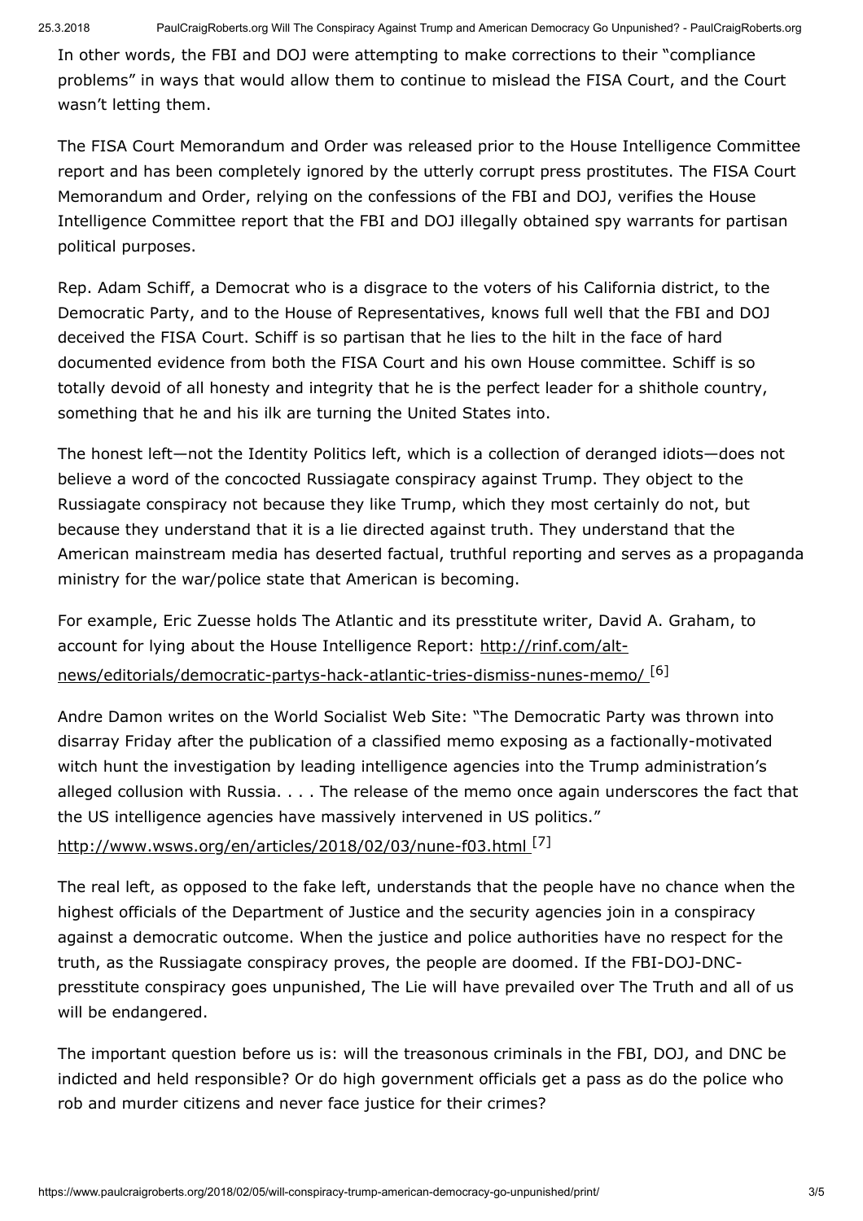In other words, the FBI and DOJ were attempting to make corrections to their "compliance problems" in ways that would allow them to continue to mislead the FISA Court, and the Court wasn't letting them.

The FISA Court Memorandum and Order was released prior to the House Intelligence Committee report and has been completely ignored by the utterly corrupt press prostitutes. The FISA Court Memorandum and Order, relying on the confessions of the FBI and DOJ, verifies the House Intelligence Committee report that the FBI and DOJ illegally obtained spy warrants for partisan political purposes.

Rep. Adam Schiff, a Democrat who is a disgrace to the voters of his California district, to the Democratic Party, and to the House of Representatives, knows full well that the FBI and DOJ deceived the FISA Court. Schiff is so partisan that he lies to the hilt in the face of hard documented evidence from both the FISA Court and his own House committee. Schiff is so totally devoid of all honesty and integrity that he is the perfect leader for a shithole country, something that he and his ilk are turning the United States into.

The honest left—not the Identity Politics left, which is a collection of deranged idiots—does not believe a word of the concocted Russiagate conspiracy against Trump. They object to the Russiagate conspiracy not because they like Trump, which they most certainly do not, but because they understand that it is a lie directed against truth. They understand that the American mainstream media has deserted factual, truthful reporting and serves as a propaganda ministry for the war/police state that American is becoming.

For example, Eric Zuesse holds The Atlantic and its presstitute writer, David A. Graham, to account for lying about the House Intelligence Report: http://rinf.com/alt-news/editorials/democratic-partys-hack-atlantic-tries-dismiss-nunes-memo/ [6]

Andre Damon writes on the World Socialist Web Site: "The Democratic Party was thrown into disarray Friday after the publication of a classified memo exposing as a factionally-motivated witch hunt the investigation by leading intelligence agencies into the Trump administration's alleged collusion with Russia. . . . The release of the memo once again underscores the fact that the US intelligence agencies have massively intervened in US politics." http://www.wsws.org/en/articles/2018/02/03/nune-f03.html [7]

The real left, as opposed to the fake left, understands that the people have no chance when the highest officials of the Department of Justice and the security agencies join in a conspiracy against a democratic outcome. When the justice and police authorities have no respect for the truth, as the Russiagate conspiracy proves, the people are doomed. If the FBI-DOJ-DNC-presstitute conspiracy goes unpunished, The Lie will have prevailed over The Truth and all of us will be endangered.

The important question before us is: will the treasonous criminals in the FBI, DOJ, and DNC be indicted and held responsible? Or do high government officials get a pass as do the police who rob and murder citizens and never face justice for their crimes?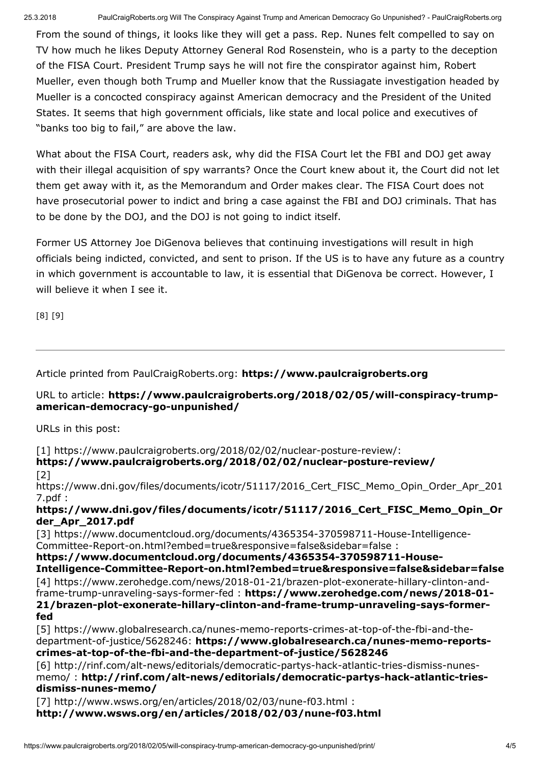From the sound of things, it looks like they will get a pass. Rep. Nunes felt compelled to say on TV how much he likes Deputy Attorney General Rod Rosenstein, who is a party to the deception of the FISA Court. President Trump says he will not fire the conspirator against him, Robert Mueller, even though both Trump and Mueller know that the Russiagate investigation headed by Mueller is a concocted conspiracy against American democracy and the President of the United States. It seems that high government officials, like state and local police and executives of "banks too big to fail," are above the law.

What about the FISA Court, readers ask, why did the FISA Court let the FBI and DOJ get away with their illegal acquisition of spy warrants? Once the Court knew about it, the Court did not let them get away with it, as the Memorandum and Order makes clear. The FISA Court does not have prosecutorial power to indict and bring a case against the FBI and DOJ criminals. That has to be done by the DOJ, and the DOJ is not going to indict itself.

Former US Attorney Joe DiGenova believes that continuing investigations will result in high officials being indicted, convicted, and sent to prison. If the US is to have any future as a country in which government is accountable to law, it is essential that DiGenova be correct. However, I will believe it when I see it.

[8] [9]

---

Article printed from PaulCraigRoberts.org: **https://www.paulcraigroberts.org**

URL to article: **https://www.paulcraigroberts.org/2018/02/05/will-conspiracy-trump-american-democracy-go-unpunished/**

URLs in this post:

[1] https://www.paulcraigroberts.org/2018/02/02/nuclear-posture-review/: **https://www.paulcraigroberts.org/2018/02/02/nuclear-posture-review/**

[2] https://www.dni.gov/files/documents/icotr/51117/2016_Cert_FISC_Memo_Opin_Order_Apr_2017.pdf : **https://www.dni.gov/files/documents/icotr/51117/2016_Cert_FISC_Memo_Opin_Order_Apr_2017.pdf**

[3] https://www.documentcloud.org/documents/4365354-370598711-House-Intelligence-Committee-Report-on.html?embed=true&responsive=false&sidebar=false : **https://www.documentcloud.org/documents/4365354-370598711-House-Intelligence-Committee-Report-on.html?embed=true&responsive=false&sidebar=false**

[4] https://www.zerohedge.com/news/2018-01-21/brazen-plot-exonerate-hillary-clinton-and-frame-trump-unraveling-says-former-fed : **https://www.zerohedge.com/news/2018-01-21/brazen-plot-exonerate-hillary-clinton-and-frame-trump-unraveling-says-former-fed**

[5] https://www.globalresearch.ca/nunes-memo-reports-crimes-at-top-of-the-fbi-and-the-department-of-justice/5628246: **https://www.globalresearch.ca/nunes-memo-reports-crimes-at-top-of-the-fbi-and-the-department-of-justice/5628246**

[6] http://rinf.com/alt-news/editorials/democratic-partys-hack-atlantic-tries-dismiss-nunes-memo/ : **http://rinf.com/alt-news/editorials/democratic-partys-hack-atlantic-tries-dismiss-nunes-memo/**

[7] http://www.wsws.org/en/articles/2018/02/03/nune-f03.html : **http://www.wsws.org/en/articles/2018/02/03/nune-f03.html**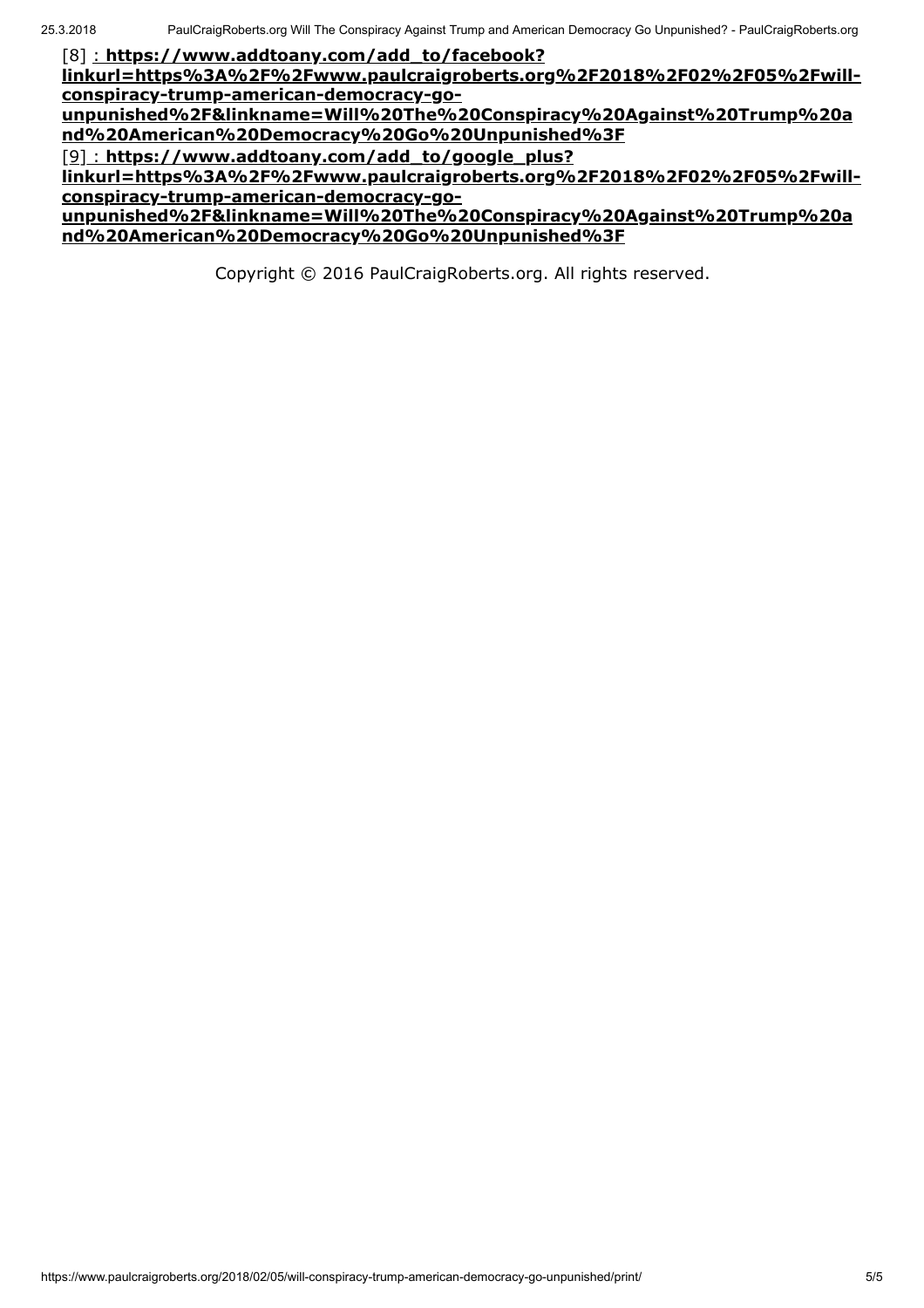[8] : **https://www.addtoany.com/add_to/facebook?linkurl=https%3A%2F%2Fwww.paulcraigroberts.org%2F2018%2F02%2F05%2Fwill-conspiracy-trump-american-democracy-go-unpunished%2F&linkname=Will%20The%20Conspiracy%20Against%20Trump%20and%20American%20Democracy%20Go%20Unpunished%3F**

[9] : **https://www.addtoany.com/add_to/google_plus?linkurl=https%3A%2F%2Fwww.paulcraigroberts.org%2F2018%2F02%2F05%2Fwill-conspiracy-trump-american-democracy-go-unpunished%2F&linkname=Will%20The%20Conspiracy%20Against%20Trump%20and%20American%20Democracy%20Go%20Unpunished%3F**

Copyright © 2016 PaulCraigRoberts.org. All rights reserved.